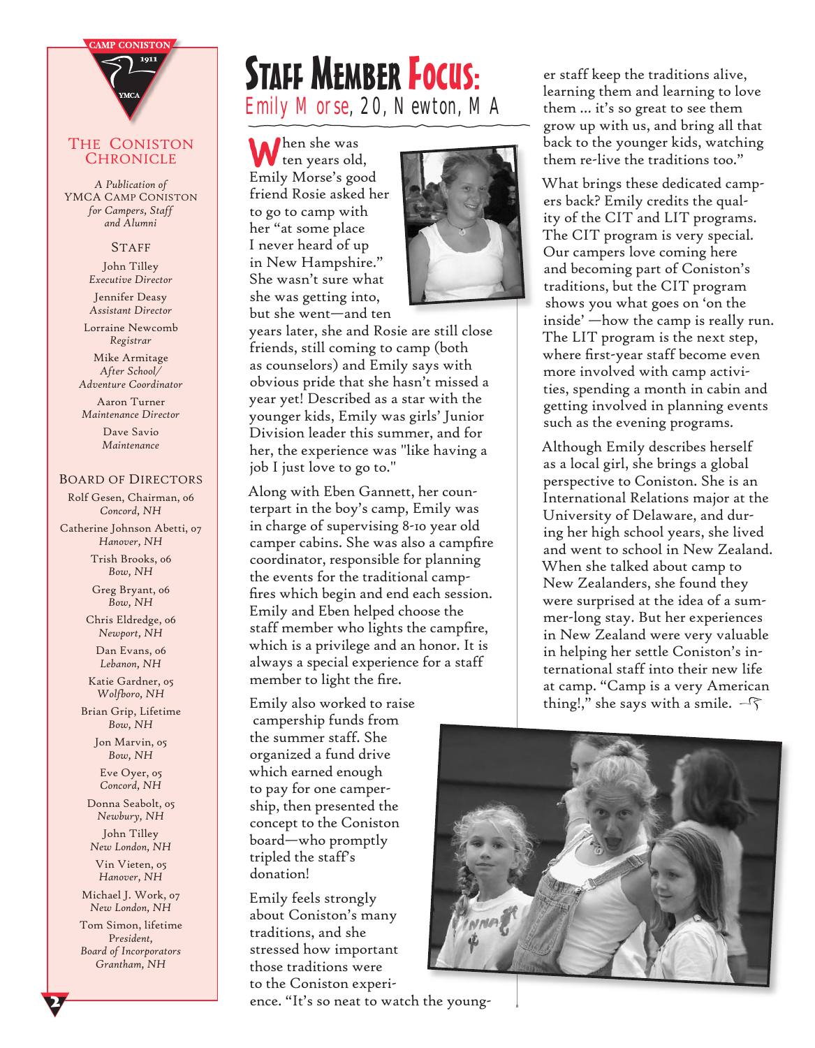## THE CONISTON CHRONICLE

*A Publication of*
YMCA CAMP CONISTON
*for Campers, Staff and Alumni*

### STAFF

John Tilley
*Executive Director*

Jennifer Deasy
*Assistant Director*

Lorraine Newcomb
*Registrar*

Mike Armitage
*After School/ Adventure Coordinator*

Aaron Turner
*Maintenance Director*

Dave Savio
*Maintenance*

### BOARD OF DIRECTORS

Rolf Gesen, Chairman, 06
*Concord, NH*

Catherine Johnson Abetti, 07
*Hanover, NH*

Trish Brooks, 06
*Bow, NH*

Greg Bryant, 06
*Bow, NH*

Chris Eldredge, 06
*Newport, NH*

Dan Evans, 06
*Lebanon, NH*

Katie Gardner, 05
*Wolfboro, NH*

Brian Grip, Lifetime
*Bow, NH*

Jon Marvin, 05
*Bow, NH*

Eve Oyer, 05
*Concord, NH*

Donna Seabolt, 05
*Newbury, NH*

John Tilley
*New London, NH*

Vin Vieten, 05
*Hanover, NH*

Michael J. Work, 07
*New London, NH*

Tom Simon, lifetime
*President, Board of Incorporators*
*Grantham, NH*

# STAFF MEMBER FOCUS:

## Emily Morse, 20, Newton, MA

When she was ten years old, Emily Morse's good friend Rosie asked her to go to camp with her "at some place I never heard of up in New Hampshire." She wasn't sure what she was getting into, but she went—and ten years later, she and Rosie are still close friends, still coming to camp (both as counselors) and Emily says with obvious pride that she hasn't missed a year yet! Described as a star with the younger kids, Emily was girls' Junior Division leader this summer, and for her, the experience was "like having a job I just love to go to."

Along with Eben Gannett, her counterpart in the boy's camp, Emily was in charge of supervising 8-10 year old camper cabins. She was also a campfire coordinator, responsible for planning the events for the traditional campfires which begin and end each session. Emily and Eben helped choose the staff member who lights the campfire, which is a privilege and an honor. It is always a special experience for a staff member to light the fire.

Emily also worked to raise campership funds from the summer staff. She organized a fund drive which earned enough to pay for one campership, then presented the concept to the Coniston board—who promptly tripled the staff's donation!

Emily feels strongly about Coniston's many traditions, and she stressed how important those traditions were to the Coniston experience. "It's so neat to watch the younger staff keep the traditions alive, learning them and learning to love them ... it's so great to see them grow up with us, and bring all that back to the younger kids, watching them re-live the traditions too."

What brings these dedicated campers back? Emily credits the quality of the CIT and LIT programs. The CIT program is very special. Our campers love coming here and becoming part of Coniston's traditions, but the CIT program shows you what goes on 'on the inside' —how the camp is really run. The LIT program is the next step, where first-year staff become even more involved with camp activities, spending a month in cabin and getting involved in planning events such as the evening programs.

Although Emily describes herself as a local girl, she brings a global perspective to Coniston. She is an International Relations major at the University of Delaware, and during her high school years, she lived and went to school in New Zealand. When she talked about camp to New Zealanders, she found they were surprised at the idea of a summer-long stay. But her experiences in New Zealand were very valuable in helping her settle Coniston's international staff into their new life at camp. "Camp is a very American thing!," she says with a smile.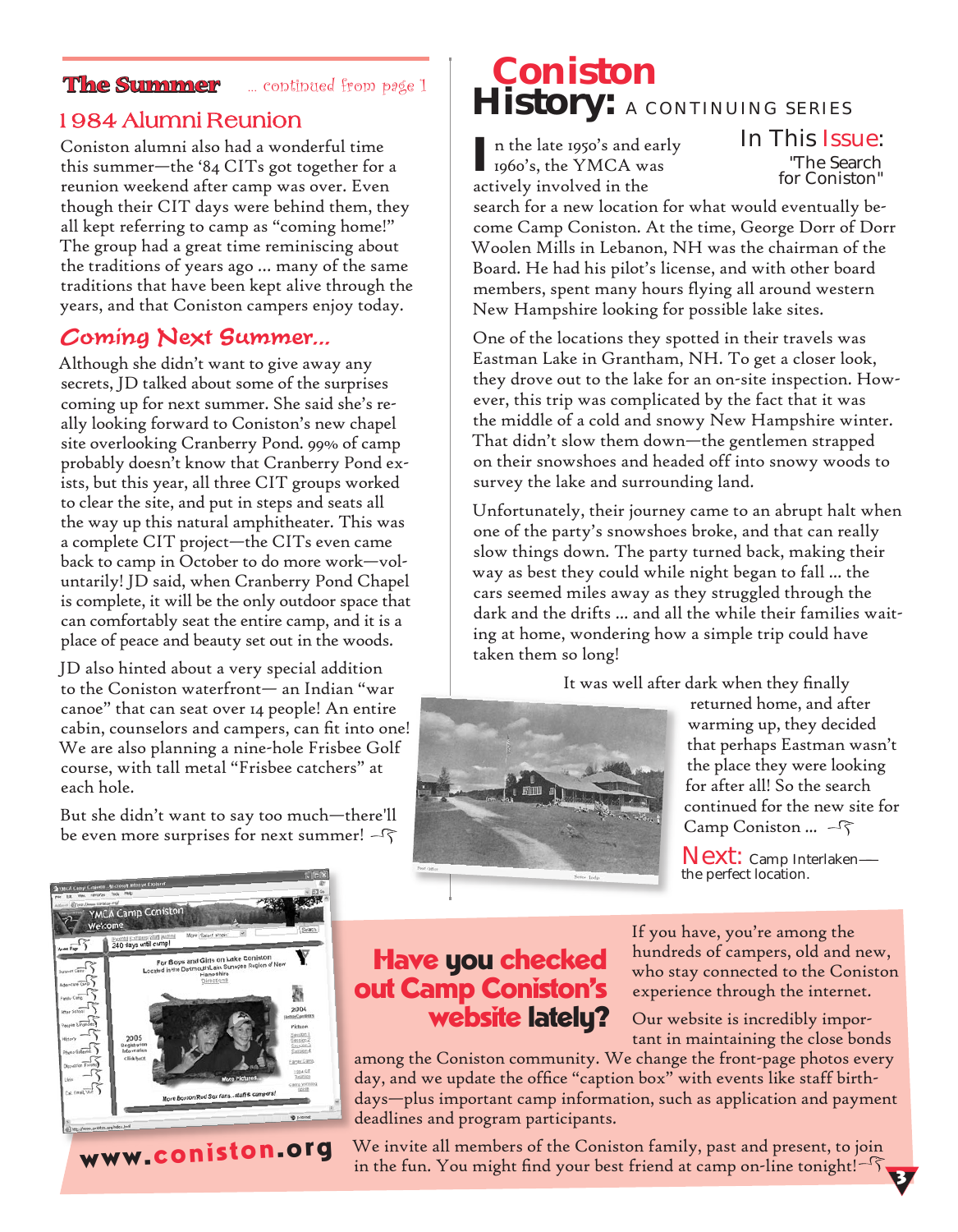## The Summer *... continued from page 1*

### 1984 Alumni Reunion

Coniston alumni also had a wonderful time this summer—the '84 CITs got together for a reunion weekend after camp was over. Even though their CIT days were behind them, they all kept referring to camp as "coming home!" The group had a great time reminiscing about the traditions of years ago ... many of the same traditions that have been kept alive through the years, and that Coniston campers enjoy today.

### Coming Next Summer...

Although she didn't want to give away any secrets, JD talked about some of the surprises coming up for next summer. She said she's really looking forward to Coniston's new chapel site overlooking Cranberry Pond. 99% of camp probably doesn't know that Cranberry Pond exists, but this year, all three CIT groups worked to clear the site, and put in steps and seats all the way up this natural amphitheater. This was a complete CIT project—the CITs even came back to camp in October to do more work—voluntarily! JD said, when Cranberry Pond Chapel is complete, it will be the only outdoor space that can comfortably seat the entire camp, and it is a place of peace and beauty set out in the woods.

JD also hinted about a very special addition to the Coniston waterfront— an Indian "war canoe" that can seat over 14 people! An entire cabin, counselors and campers, can fit into one! We are also planning a nine-hole Frisbee Golf course, with tall metal "Frisbee catchers" at each hole.

But she didn't want to say too much—there'll be even more surprises for next summer!

# Coniston History: A CONTINUING SERIES

**In This Issue:** "The Search for Coniston"

In the late 1950's and early 1960's, the YMCA was actively involved in the search for a new location for what would eventually become Camp Coniston. At the time, George Dorr of Dorr Woolen Mills in Lebanon, NH was the chairman of the Board. He had his pilot's license, and with other board members, spent many hours flying all around western New Hampshire looking for possible lake sites.

One of the locations they spotted in their travels was Eastman Lake in Grantham, NH. To get a closer look, they drove out to the lake for an on-site inspection. However, this trip was complicated by the fact that it was the middle of a cold and snowy New Hampshire winter. That didn't slow them down—the gentlemen strapped on their snowshoes and headed off into snowy woods to survey the lake and surrounding land.

Unfortunately, their journey came to an abrupt halt when one of the party's snowshoes broke, and that can really slow things down. The party turned back, making their way as best they could while night began to fall ... the cars seemed miles away as they struggled through the dark and the drifts ... and all the while their families waiting at home, wondering how a simple trip could have taken them so long!

It was well after dark when they finally returned home, and after warming up, they decided that perhaps Eastman wasn't the place they were looking for after all! So the search continued for the new site for Camp Coniston ...

**Next:** Camp Interlaken—the perfect location.

## Have you checked out Camp Coniston's website lately?

If you have, you're among the hundreds of campers, old and new, who stay connected to the Coniston experience through the internet.

Our website is incredibly important in maintaining the close bonds among the Coniston community. We change the front-page photos every day, and we update the office "caption box" with events like staff birthdays—plus important camp information, such as application and payment deadlines and program participants.

We invite all members of the Coniston family, past and present, to join in the fun. You might find your best friend at camp on-line tonight!

**www.coniston.org**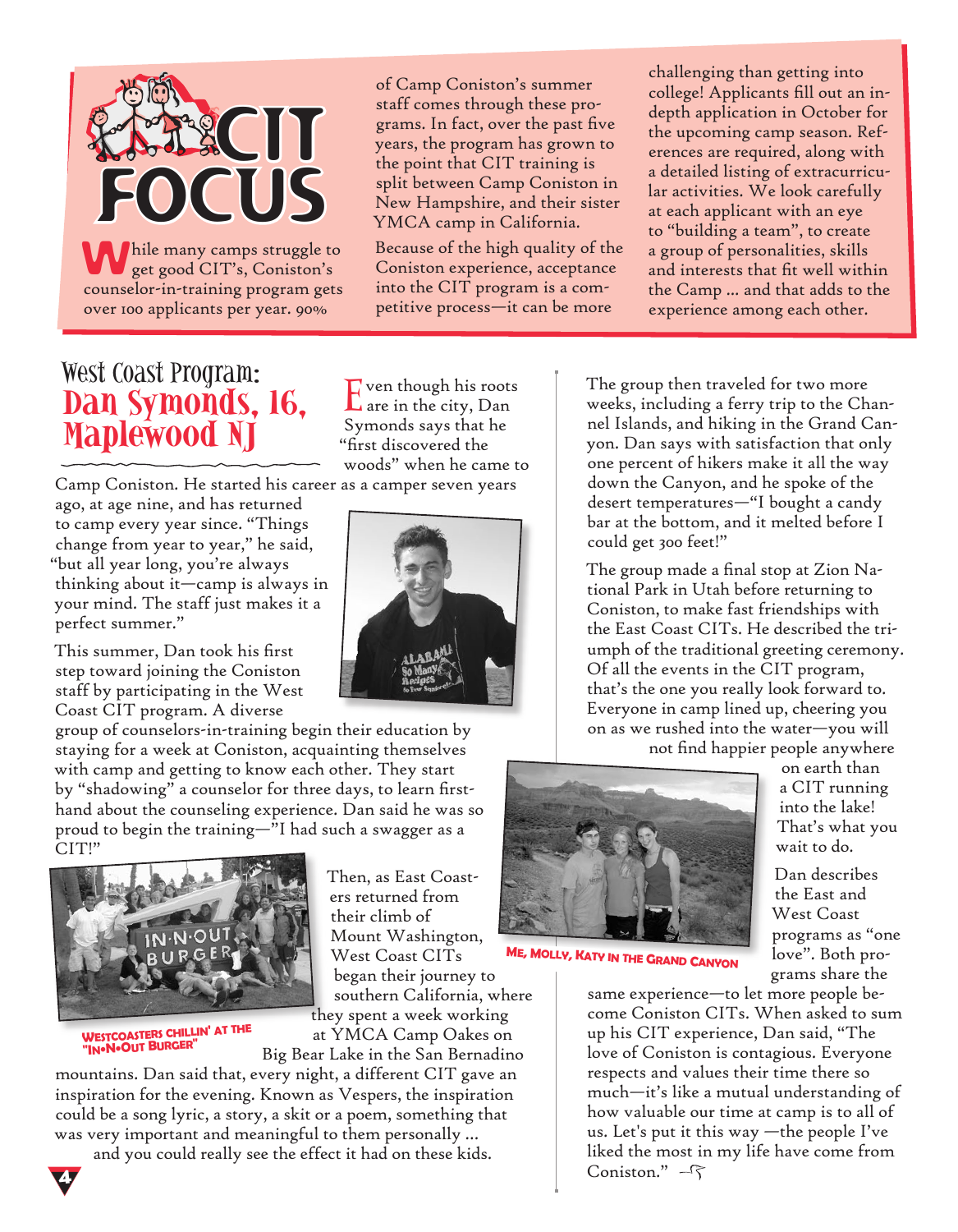# CIT FOCUS

While many camps struggle to get good CIT's, Coniston's counselor-in-training program gets over 100 applicants per year. 90% of Camp Coniston's summer staff comes through these programs. In fact, over the past five years, the program has grown to the point that CIT training is split between Camp Coniston in New Hampshire, and their sister YMCA camp in California.

Because of the high quality of the Coniston experience, acceptance into the CIT program is a competitive process—it can be more challenging than getting into college! Applicants fill out an in-depth application in October for the upcoming camp season. References are required, along with a detailed listing of extracurricular activities. We look carefully at each applicant with an eye to "building a team", to create a group of personalities, skills and interests that fit well within the Camp ... and that adds to the experience among each other.

## West Coast Program: Dan Symonds, 16, Maplewood NJ

Even though his roots are in the city, Dan Symonds says that he "first discovered the woods" when he came to Camp Coniston. He started his career as a camper seven years ago, at age nine, and has returned to camp every year since. "Things change from year to year," he said, "but all year long, you're always thinking about it—camp is always in your mind. The staff just makes it a perfect summer."

This summer, Dan took his first step toward joining the Coniston staff by participating in the West Coast CIT program. A diverse group of counselors-in-training begin their education by staying for a week at Coniston, acquainting themselves with camp and getting to know each other. They start by "shadowing" a counselor for three days, to learn first-hand about the counseling experience. Dan said he was so proud to begin the training—"I had such a swagger as a CIT!"

WESTCOASTERS CHILLIN' AT THE "IN•N•OUT BURGER"

Then, as East Coasters returned from their climb of Mount Washington, West Coast CITs began their journey to southern California, where they spent a week working at YMCA Camp Oakes on Big Bear Lake in the San Bernadino mountains. Dan said that, every night, a different CIT gave an inspiration for the evening. Known as Vespers, the inspiration could be a song lyric, a story, a skit or a poem, something that was very important and meaningful to them personally ... and you could really see the effect it had on these kids.

The group then traveled for two more weeks, including a ferry trip to the Channel Islands, and hiking in the Grand Canyon. Dan says with satisfaction that only one percent of hikers make it all the way down the Canyon, and he spoke of the desert temperatures—"I bought a candy bar at the bottom, and it melted before I could get 300 feet!"

The group made a final stop at Zion National Park in Utah before returning to Coniston, to make fast friendships with the East Coast CITs. He described the triumph of the traditional greeting ceremony. Of all the events in the CIT program, that's the one you really look forward to. Everyone in camp lined up, cheering you on as we rushed into the water—you will not find happier people anywhere on earth than a CIT running into the lake! That's what you wait to do.

ME, MOLLY, KATY IN THE GRAND CANYON

Dan describes the East and West Coast programs as "one love". Both programs share the same experience—to let more people become Coniston CITs. When asked to sum up his CIT experience, Dan said, "The love of Coniston is contagious. Everyone respects and values their time there so much—it's like a mutual understanding of how valuable our time at camp is to all of us. Let's put it this way —the people I've liked the most in my life have come from Coniston."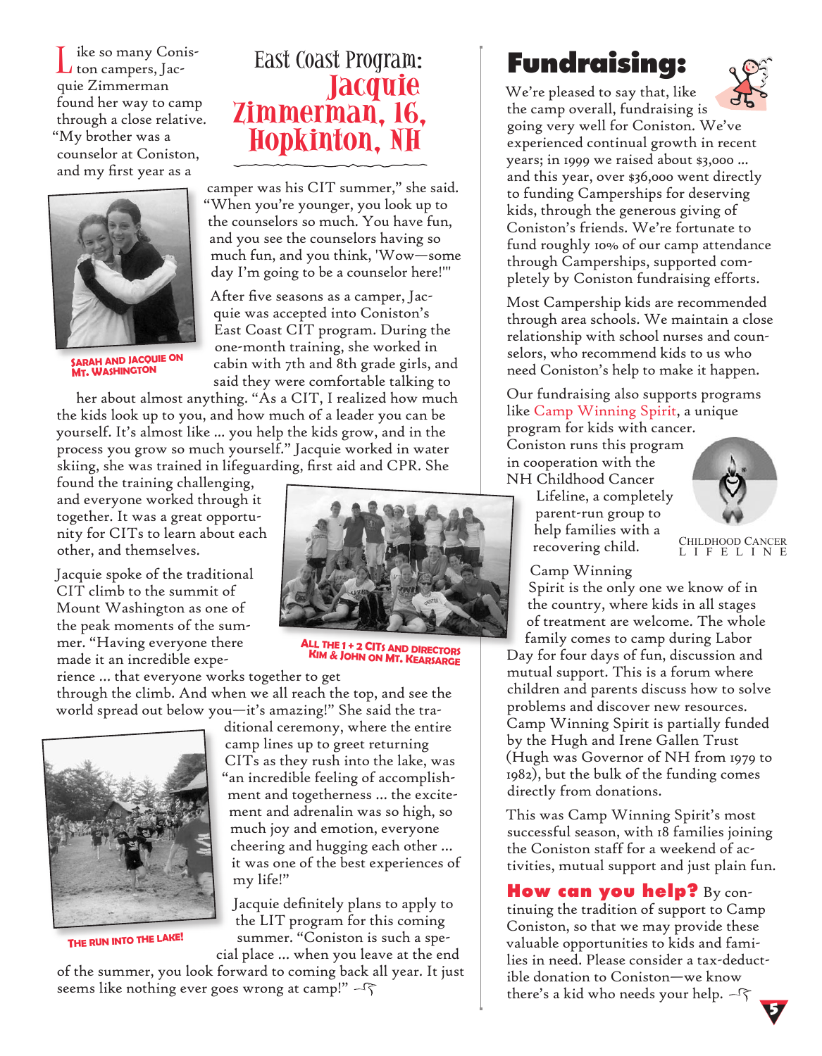## East Coast Program: Jacquie Zimmerman, 16, Hopkinton, NH

Like so many Coniston campers, Jacquie Zimmerman found her way to camp through a close relative. "My brother was a counselor at Coniston, and my first year as a camper was his CIT summer," she said. "When you're younger, you look up to the counselors so much. You have fun, and you see the counselors having so much fun, and you think, 'Wow—some day I'm going to be a counselor here!'"

SARAH AND JACQUIE ON MT. WASHINGTON

After five seasons as a camper, Jacquie was accepted into Coniston's East Coast CIT program. During the one-month training, she worked in cabin with 7th and 8th grade girls, and said they were comfortable talking to her about almost anything. "As a CIT, I realized how much the kids look up to you, and how much of a leader you can be yourself. It's almost like ... you help the kids grow, and in the process you grow so much yourself." Jacquie worked in water skiing, she was trained in lifeguarding, first aid and CPR. She found the training challenging, and everyone worked through it together. It was a great opportunity for CITs to learn about each other, and themselves.

Jacquie spoke of the traditional CIT climb to the summit of Mount Washington as one of the peak moments of the summer. "Having everyone there made it an incredible experience ... that everyone works together to get through the climb. And when we all reach the top, and see the world spread out below you—it's amazing!" She said the traditional ceremony, where the entire camp lines up to greet returning CITs as they rush into the lake, was "an incredible feeling of accomplishment and togetherness ... the excitement and adrenalin was so high, so much joy and emotion, everyone cheering and hugging each other ... it was one of the best experiences of my life!"

ALL THE 1 + 2 CITS AND DIRECTORS KIM & JOHN ON MT. KEARSARGE

THE RUN INTO THE LAKE!

Jacquie definitely plans to apply to the LIT program for this coming summer. "Coniston is such a special place ... when you leave at the end of the summer, you look forward to coming back all year. It just seems like nothing ever goes wrong at camp!"

# Fundraising:

We're pleased to say that, like the camp overall, fundraising is going very well for Coniston. We've experienced continual growth in recent years; in 1999 we raised about $3,000 ... and this year, over $36,000 went directly to funding Camperships for deserving kids, through the generous giving of Coniston's friends. We're fortunate to fund roughly 10% of our camp attendance through Camperships, supported completely by Coniston fundraising efforts.

Most Campership kids are recommended through area schools. We maintain a close relationship with school nurses and counselors, who recommend kids to us who need Coniston's help to make it happen.

Our fundraising also supports programs like Camp Winning Spirit, a unique program for kids with cancer. Coniston runs this program in cooperation with the NH Childhood Cancer Lifeline, a completely parent-run group to help families with a recovering child.

CHILDHOOD CANCER LIFELINE

Camp Winning Spirit is the only one we know of in the country, where kids in all stages of treatment are welcome. The whole family comes to camp during Labor Day for four days of fun, discussion and mutual support. This is a forum where children and parents discuss how to solve problems and discover new resources. Camp Winning Spirit is partially funded by the Hugh and Irene Gallen Trust (Hugh was Governor of NH from 1979 to 1982), but the bulk of the funding comes directly from donations.

This was Camp Winning Spirit's most successful season, with 18 families joining the Coniston staff for a weekend of activities, mutual support and just plain fun.

**How can you help?** By continuing the tradition of support to Camp Coniston, so that we may provide these valuable opportunities to kids and families in need. Please consider a tax-deductible donation to Coniston—we know there's a kid who needs your help.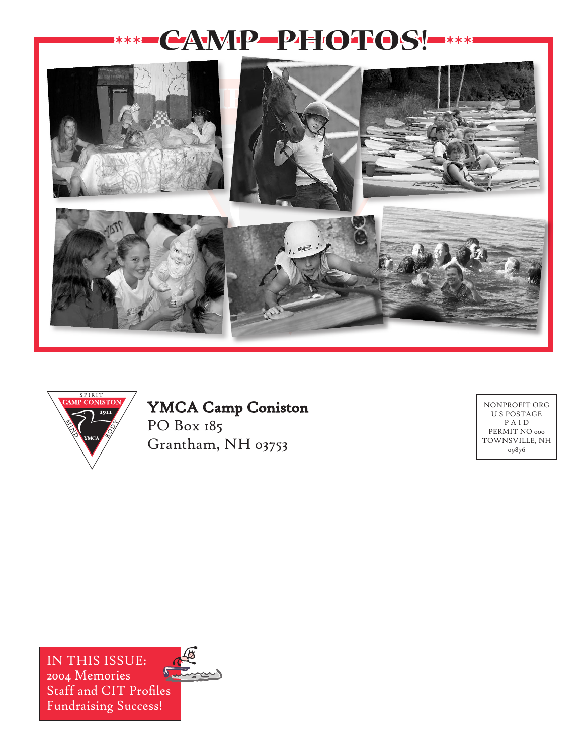# \*\*\* CAMP PHOTOS! \*\*\*

SPIRIT
CAMP CONISTON
1911
MIND
YMCA
BODY

**YMCA Camp Coniston**
PO Box 185
Grantham, NH 03753

NONPROFIT ORG
U S POSTAGE
PAID
PERMIT NO 000
TOWNSVILLE, NH
09876

IN THIS ISSUE:
2004 Memories
Staff and CIT Profiles
Fundraising Success!